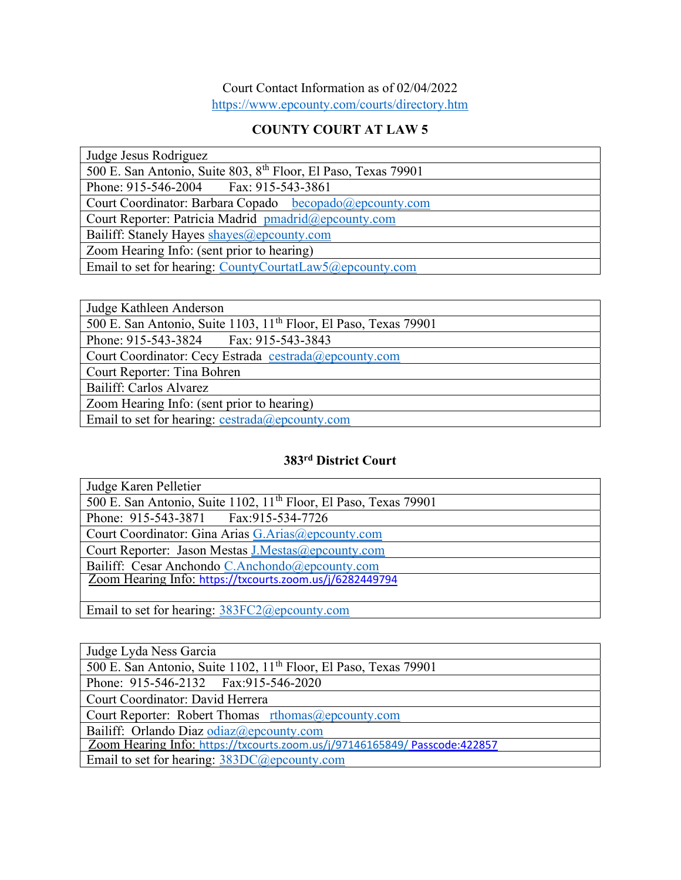Court Contact Information as of 02/04/2022

https://www.epcounty.com/courts/directory.htm

## COUNTY COURT AT LAW 5

| Judge Jesus Rodriguez |
|---|
| 500 E. San Antonio, Suite 803, 8th Floor, El Paso, Texas 79901 |
| Phone: 915-546-2004 Fax: 915-543-3861 |
| Court Coordinator: Barbara Copado becopado@epcounty.com |
| Court Reporter: Patricia Madrid pmadrid@epcounty.com |
| Bailiff: Stanely Hayes shayes@epcounty.com |
| Zoom Hearing Info: (sent prior to hearing) |
| Email to set for hearing: CountyCourtatLaw5@epcounty.com |

| Judge Kathleen Anderson |
|---|
| 500 E. San Antonio, Suite 1103, 11th Floor, El Paso, Texas 79901 |
| Phone: 915-543-3824 Fax: 915-543-3843 |
| Court Coordinator: Cecy Estrada cestrada@epcounty.com |
| Court Reporter: Tina Bohren |
| Bailiff: Carlos Alvarez |
| Zoom Hearing Info: (sent prior to hearing) |
| Email to set for hearing: cestrada@epcounty.com |

## 383rd District Court

| Judge Karen Pelletier |
|---|
| 500 E. San Antonio, Suite 1102, 11th Floor, El Paso, Texas 79901 |
| Phone: 915-543-3871 Fax:915-534-7726 |
| Court Coordinator: Gina Arias G.Arias@epcounty.com |
| Court Reporter: Jason Mestas J.Mestas@epcounty.com |
| Bailiff: Cesar Anchondo C.Anchondo@epcounty.com |
| Zoom Hearing Info: https://txcourts.zoom.us/j/6282449794 |
| Email to set for hearing: 383FC2@epcounty.com |

| Judge Lyda Ness Garcia |
|---|
| 500 E. San Antonio, Suite 1102, 11th Floor, El Paso, Texas 79901 |
| Phone: 915-546-2132 Fax:915-546-2020 |
| Court Coordinator: David Herrera |
| Court Reporter: Robert Thomas rthomas@epcounty.com |
| Bailiff: Orlando Diaz odiaz@epcounty.com |
| Zoom Hearing Info: https://txcourts.zoom.us/j/97146165849/ Passcode:422857 |
| Email to set for hearing: 383DC@epcounty.com |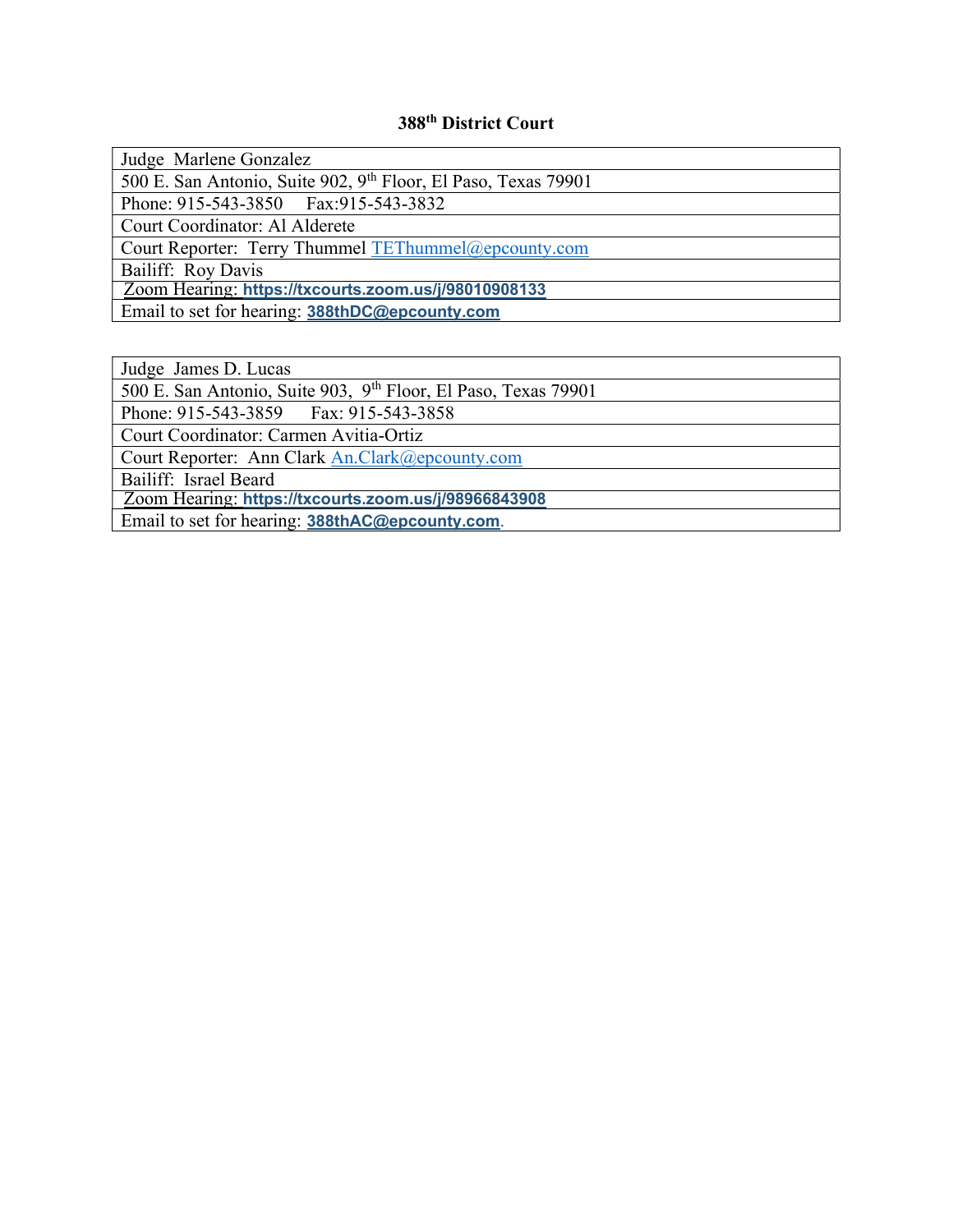## 388th District Court

| |
|---|
| Judge  Marlene Gonzalez |
| 500 E. San Antonio, Suite 902, 9th Floor, El Paso, Texas 79901 |
| Phone: 915-543-3850     Fax:915-543-3832 |
| Court Coordinator: Al Alderete |
| Court Reporter:  Terry Thummel TEThummel@epcounty.com |
| Bailiff:  Roy Davis |
| Zoom Hearing: **https://txcourts.zoom.us/j/98010908133** |
| Email to set for hearing: **388thDC@epcounty.com** |

| |
|---|
| Judge  James D. Lucas |
| 500 E. San Antonio, Suite 903,  9th Floor, El Paso, Texas 79901 |
| Phone: 915-543-3859     Fax: 915-543-3858 |
| Court Coordinator: Carmen Avitia-Ortiz |
| Court Reporter:  Ann Clark An.Clark@epcounty.com |
| Bailiff:  Israel Beard |
| Zoom Hearing: **https://txcourts.zoom.us/j/98966843908** |
| Email to set for hearing: **388thAC@epcounty.com**. |